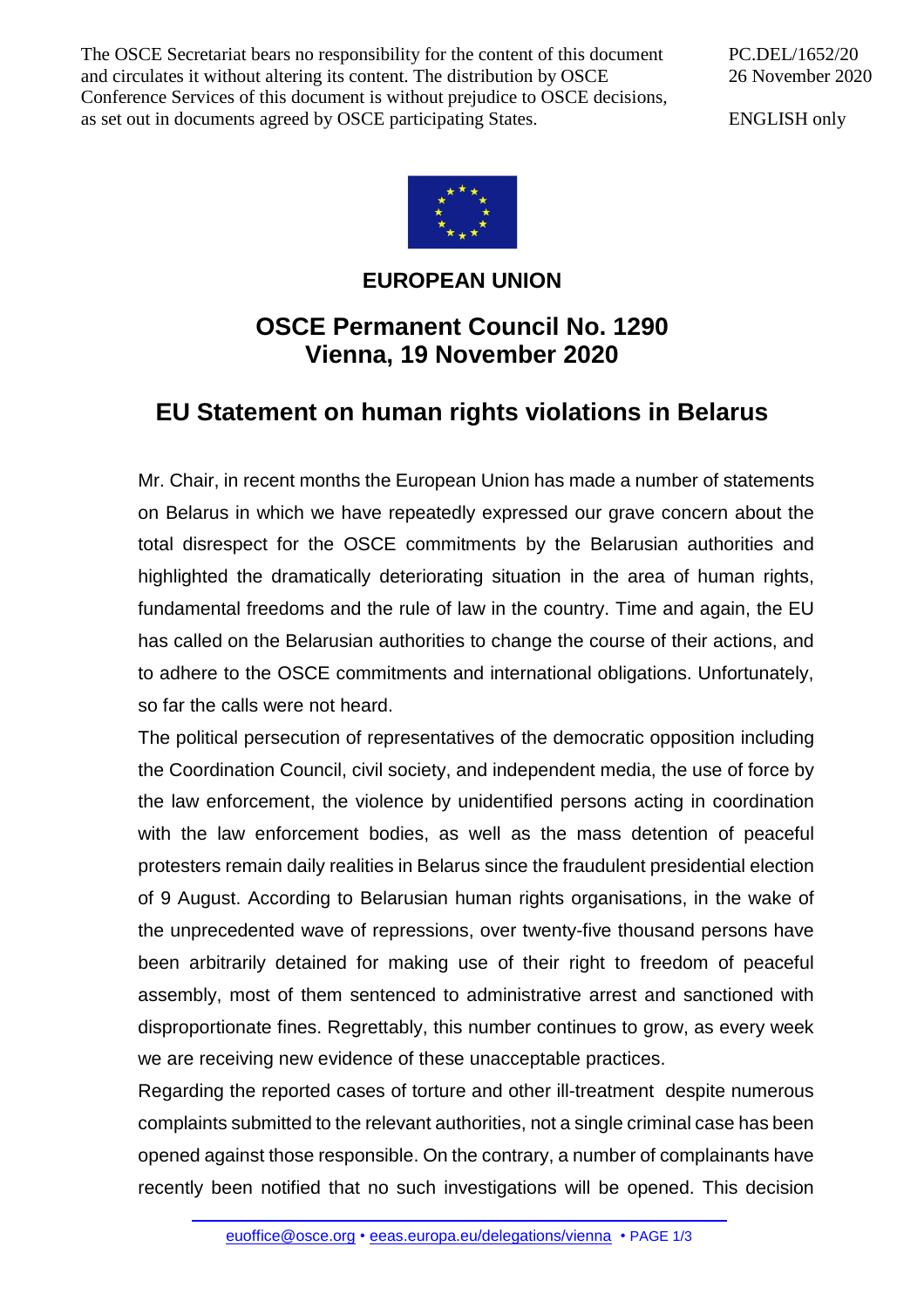The OSCE Secretariat bears no responsibility for the content of this document and circulates it without altering its content. The distribution by OSCE Conference Services of this document is without prejudice to OSCE decisions, as set out in documents agreed by OSCE participating States.

PC.DEL/1652/20
26 November 2020

ENGLISH only

**EUROPEAN UNION**

## OSCE Permanent Council No. 1290
## Vienna, 19 November 2020

# EU Statement on human rights violations in Belarus

Mr. Chair, in recent months the European Union has made a number of statements on Belarus in which we have repeatedly expressed our grave concern about the total disrespect for the OSCE commitments by the Belarusian authorities and highlighted the dramatically deteriorating situation in the area of human rights, fundamental freedoms and the rule of law in the country. Time and again, the EU has called on the Belarusian authorities to change the course of their actions, and to adhere to the OSCE commitments and international obligations. Unfortunately, so far the calls were not heard.

The political persecution of representatives of the democratic opposition including the Coordination Council, civil society, and independent media, the use of force by the law enforcement, the violence by unidentified persons acting in coordination with the law enforcement bodies, as well as the mass detention of peaceful protesters remain daily realities in Belarus since the fraudulent presidential election of 9 August. According to Belarusian human rights organisations, in the wake of the unprecedented wave of repressions, over twenty-five thousand persons have been arbitrarily detained for making use of their right to freedom of peaceful assembly, most of them sentenced to administrative arrest and sanctioned with disproportionate fines. Regrettably, this number continues to grow, as every week we are receiving new evidence of these unacceptable practices.

Regarding the reported cases of torture and other ill-treatment despite numerous complaints submitted to the relevant authorities, not a single criminal case has been opened against those responsible. On the contrary, a number of complainants have recently been notified that no such investigations will be opened. This decision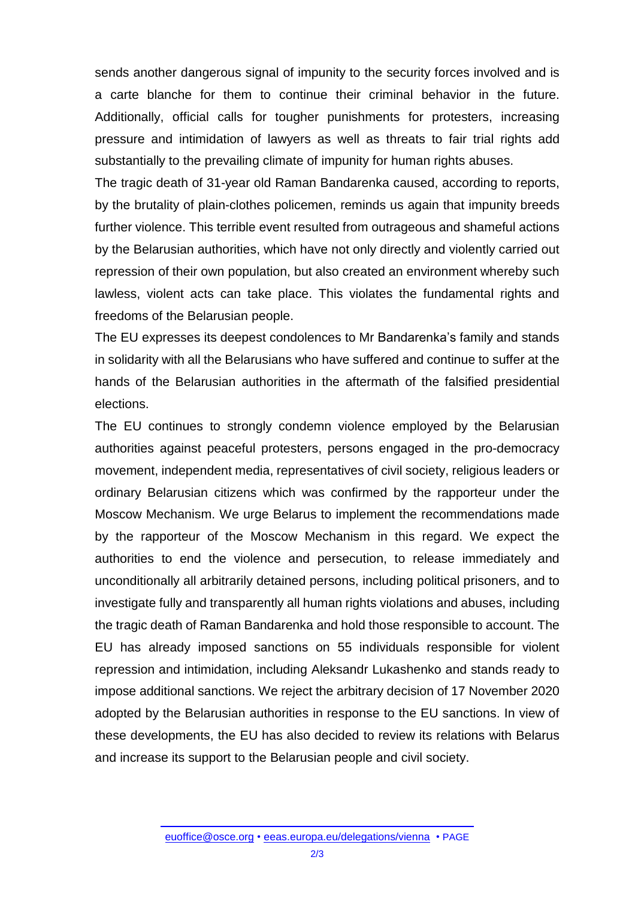sends another dangerous signal of impunity to the security forces involved and is a carte blanche for them to continue their criminal behavior in the future. Additionally, official calls for tougher punishments for protesters, increasing pressure and intimidation of lawyers as well as threats to fair trial rights add substantially to the prevailing climate of impunity for human rights abuses.

The tragic death of 31-year old Raman Bandarenka caused, according to reports, by the brutality of plain-clothes policemen, reminds us again that impunity breeds further violence. This terrible event resulted from outrageous and shameful actions by the Belarusian authorities, which have not only directly and violently carried out repression of their own population, but also created an environment whereby such lawless, violent acts can take place. This violates the fundamental rights and freedoms of the Belarusian people.

The EU expresses its deepest condolences to Mr Bandarenka's family and stands in solidarity with all the Belarusians who have suffered and continue to suffer at the hands of the Belarusian authorities in the aftermath of the falsified presidential elections.

The EU continues to strongly condemn violence employed by the Belarusian authorities against peaceful protesters, persons engaged in the pro-democracy movement, independent media, representatives of civil society, religious leaders or ordinary Belarusian citizens which was confirmed by the rapporteur under the Moscow Mechanism. We urge Belarus to implement the recommendations made by the rapporteur of the Moscow Mechanism in this regard. We expect the authorities to end the violence and persecution, to release immediately and unconditionally all arbitrarily detained persons, including political prisoners, and to investigate fully and transparently all human rights violations and abuses, including the tragic death of Raman Bandarenka and hold those responsible to account. The EU has already imposed sanctions on 55 individuals responsible for violent repression and intimidation, including Aleksandr Lukashenko and stands ready to impose additional sanctions. We reject the arbitrary decision of 17 November 2020 adopted by the Belarusian authorities in response to the EU sanctions. In view of these developments, the EU has also decided to review its relations with Belarus and increase its support to the Belarusian people and civil society.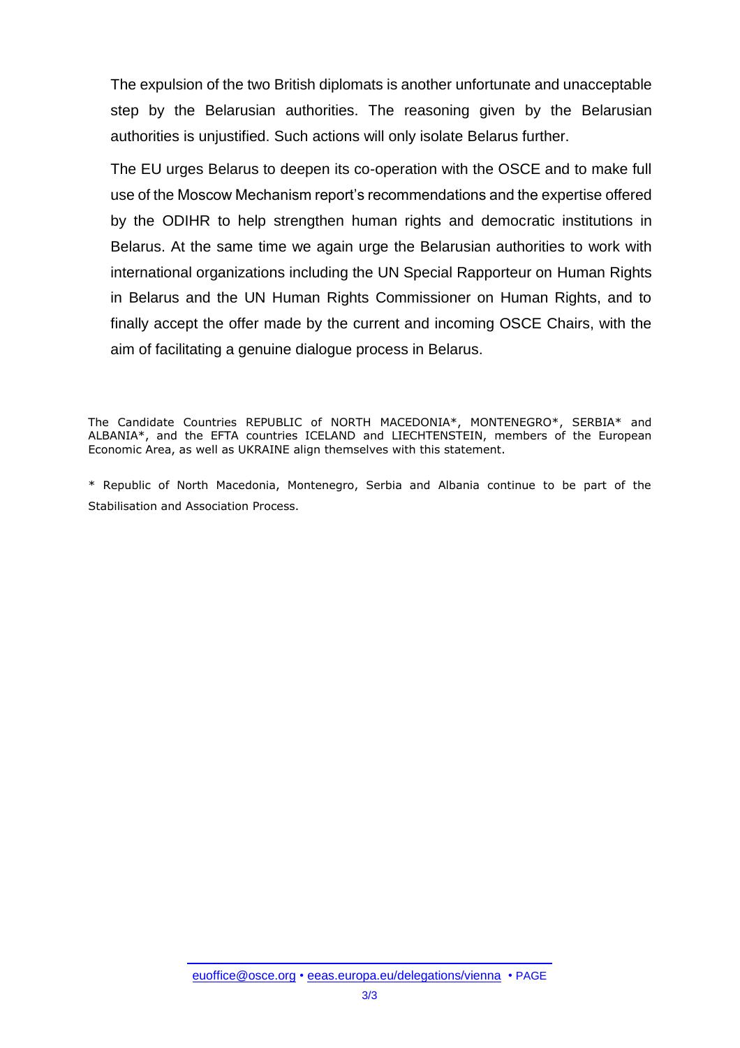The expulsion of the two British diplomats is another unfortunate and unacceptable step by the Belarusian authorities. The reasoning given by the Belarusian authorities is unjustified. Such actions will only isolate Belarus further.

The EU urges Belarus to deepen its co-operation with the OSCE and to make full use of the Moscow Mechanism report's recommendations and the expertise offered by the ODIHR to help strengthen human rights and democratic institutions in Belarus. At the same time we again urge the Belarusian authorities to work with international organizations including the UN Special Rapporteur on Human Rights in Belarus and the UN Human Rights Commissioner on Human Rights, and to finally accept the offer made by the current and incoming OSCE Chairs, with the aim of facilitating a genuine dialogue process in Belarus.

The Candidate Countries REPUBLIC of NORTH MACEDONIA*, MONTENEGRO*, SERBIA* and ALBANIA*, and the EFTA countries ICELAND and LIECHTENSTEIN, members of the European Economic Area, as well as UKRAINE align themselves with this statement.

* Republic of North Macedonia, Montenegro, Serbia and Albania continue to be part of the Stabilisation and Association Process.